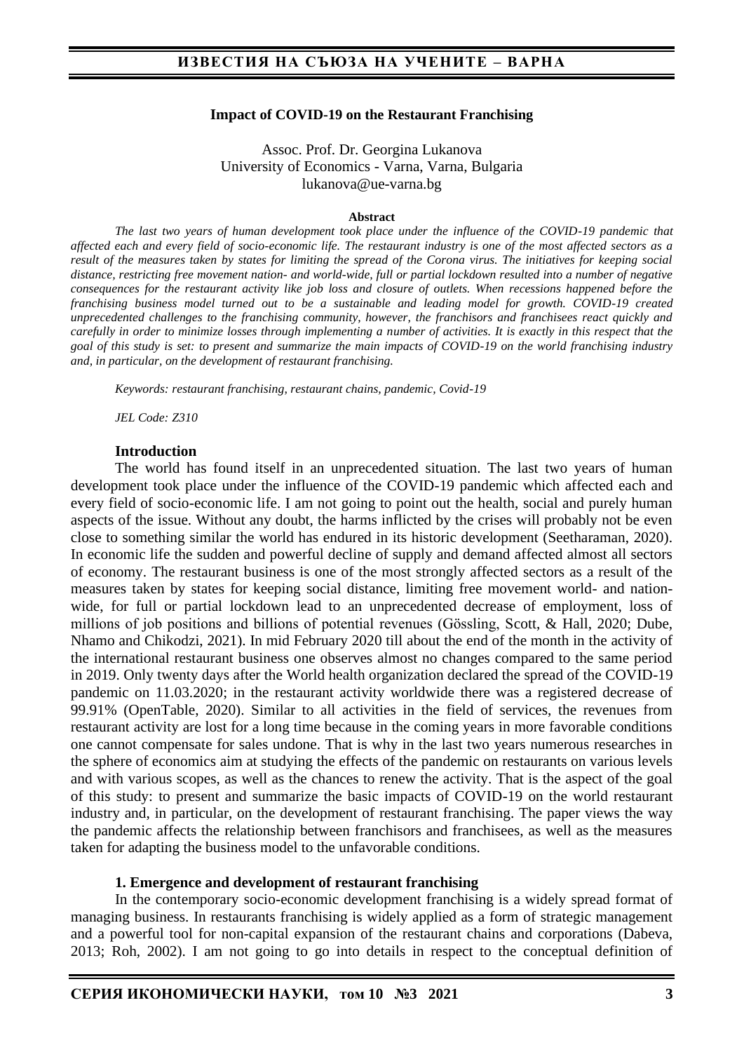**Impact of COVID-19 on the Restaurant Franchising**

Assoc. Prof. Dr. Georgina Lukanova
University of Economics - Varna, Varna, Bulgaria
lukanova@ue-varna.bg

**Abstract**

*The last two years of human development took place under the influence of the COVID-19 pandemic that affected each and every field of socio-economic life. The restaurant industry is one of the most affected sectors as a result of the measures taken by states for limiting the spread of the Corona virus. The initiatives for keeping social distance, restricting free movement nation- and world-wide, full or partial lockdown resulted into a number of negative consequences for the restaurant activity like job loss and closure of outlets. When recessions happened before the franchising business model turned out to be a sustainable and leading model for growth. COVID-19 created unprecedented challenges to the franchising community, however, the franchisors and franchisees react quickly and carefully in order to minimize losses through implementing a number of activities. It is exactly in this respect that the goal of this study is set: to present and summarize the main impacts of COVID-19 on the world franchising industry and, in particular, on the development of restaurant franchising.*

*Keywords: restaurant franchising, restaurant chains, pandemic, Covid-19*

*JEL Code: Z310*

## Introduction

The world has found itself in an unprecedented situation. The last two years of human development took place under the influence of the COVID-19 pandemic which affected each and every field of socio-economic life. I am not going to point out the health, social and purely human aspects of the issue. Without any doubt, the harms inflicted by the crises will probably not be even close to something similar the world has endured in its historic development (Seetharaman, 2020). In economic life the sudden and powerful decline of supply and demand affected almost all sectors of economy. The restaurant business is one of the most strongly affected sectors as a result of the measures taken by states for keeping social distance, limiting free movement world- and nation-wide, for full or partial lockdown lead to an unprecedented decrease of employment, loss of millions of job positions and billions of potential revenues (Gössling, Scott, & Hall, 2020; Dube, Nhamo and Chikodzi, 2021). In mid February 2020 till about the end of the month in the activity of the international restaurant business one observes almost no changes compared to the same period in 2019. Only twenty days after the World health organization declared the spread of the COVID-19 pandemic on 11.03.2020; in the restaurant activity worldwide there was a registered decrease of 99.91% (OpenTable, 2020). Similar to all activities in the field of services, the revenues from restaurant activity are lost for a long time because in the coming years in more favorable conditions one cannot compensate for sales undone. That is why in the last two years numerous researches in the sphere of economics aim at studying the effects of the pandemic on restaurants on various levels and with various scopes, as well as the chances to renew the activity. That is the aspect of the goal of this study: to present and summarize the basic impacts of COVID-19 on the world restaurant industry and, in particular, on the development of restaurant franchising. The paper views the way the pandemic affects the relationship between franchisors and franchisees, as well as the measures taken for adapting the business model to the unfavorable conditions.

## 1. Emergence and development of restaurant franchising

In the contemporary socio-economic development franchising is a widely spread format of managing business. In restaurants franchising is widely applied as a form of strategic management and a powerful tool for non-capital expansion of the restaurant chains and corporations (Dabeva, 2013; Roh, 2002). I am not going to go into details in respect to the conceptual definition of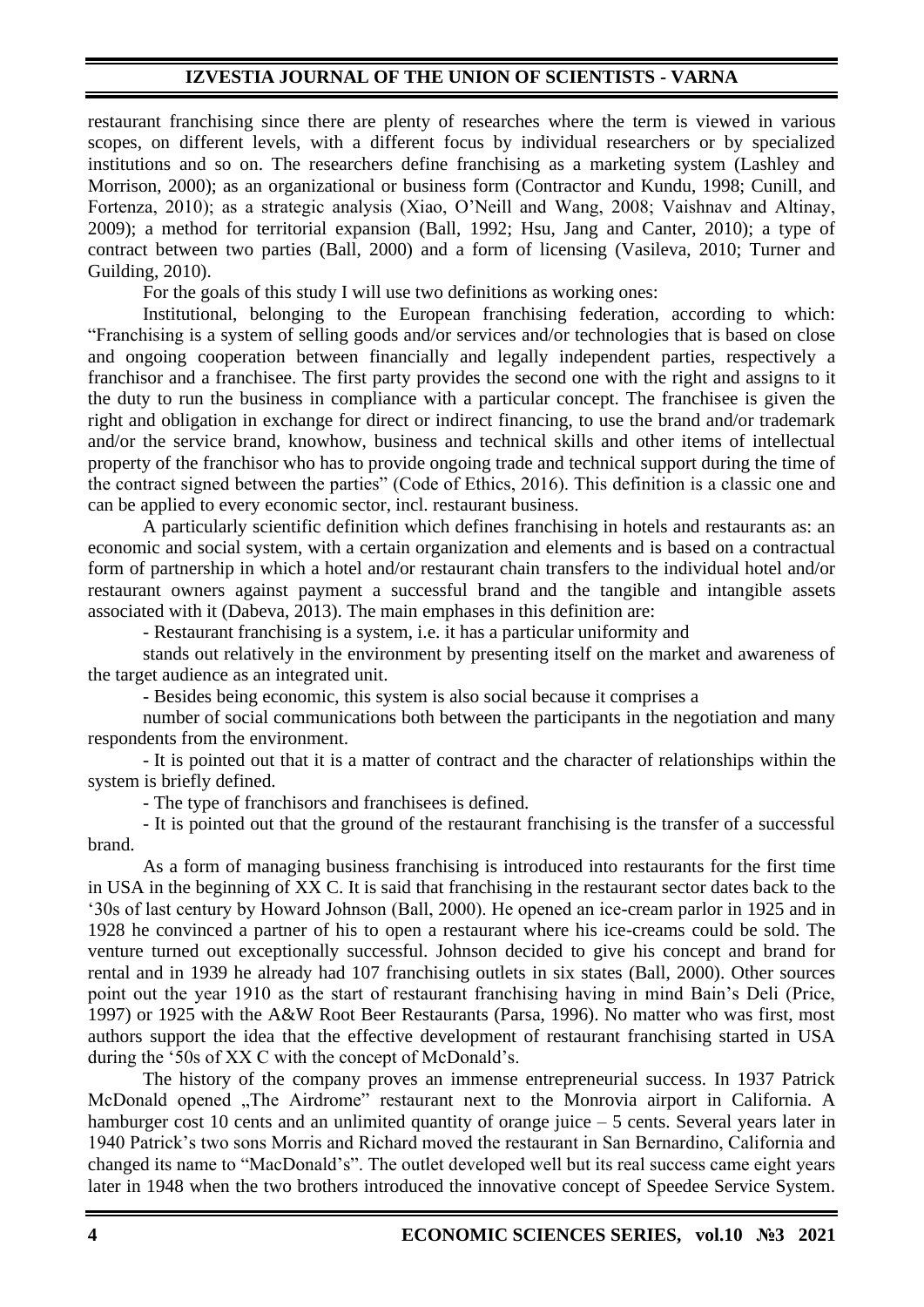restaurant franchising since there are plenty of researches where the term is viewed in various scopes, on different levels, with a different focus by individual researchers or by specialized institutions and so on. The researchers define franchising as a marketing system (Lashley and Morrison, 2000); as an organizational or business form (Contractor and Kundu, 1998; Cunill, and Fortenza, 2010); as a strategic analysis (Xiao, O'Neill and Wang, 2008; Vaishnav and Altinay, 2009); a method for territorial expansion (Ball, 1992; Hsu, Jang and Canter, 2010); a type of contract between two parties (Ball, 2000) and a form of licensing (Vasileva, 2010; Turner and Guilding, 2010).

For the goals of this study I will use two definitions as working ones:

Institutional, belonging to the European franchising federation, according to which: "Franchising is a system of selling goods and/or services and/or technologies that is based on close and ongoing cooperation between financially and legally independent parties, respectively a franchisor and a franchisee. The first party provides the second one with the right and assigns to it the duty to run the business in compliance with a particular concept. The franchisee is given the right and obligation in exchange for direct or indirect financing, to use the brand and/or trademark and/or the service brand, knowhow, business and technical skills and other items of intellectual property of the franchisor who has to provide ongoing trade and technical support during the time of the contract signed between the parties" (Code of Ethics, 2016). This definition is a classic one and can be applied to every economic sector, incl. restaurant business.

A particularly scientific definition which defines franchising in hotels and restaurants as: an economic and social system, with a certain organization and elements and is based on a contractual form of partnership in which a hotel and/or restaurant chain transfers to the individual hotel and/or restaurant owners against payment a successful brand and the tangible and intangible assets associated with it (Dabeva, 2013). The main emphases in this definition are:

- Restaurant franchising is a system, i.e. it has a particular uniformity and stands out relatively in the environment by presenting itself on the market and awareness of the target audience as an integrated unit.
- Besides being economic, this system is also social because it comprises a number of social communications both between the participants in the negotiation and many respondents from the environment.
- It is pointed out that it is a matter of contract and the character of relationships within the system is briefly defined.
- The type of franchisors and franchisees is defined.
- It is pointed out that the ground of the restaurant franchising is the transfer of a successful brand.

As a form of managing business franchising is introduced into restaurants for the first time in USA in the beginning of XX C. It is said that franchising in the restaurant sector dates back to the '30s of last century by Howard Johnson (Ball, 2000). He opened an ice-cream parlor in 1925 and in 1928 he convinced a partner of his to open a restaurant where his ice-creams could be sold. The venture turned out exceptionally successful. Johnson decided to give his concept and brand for rental and in 1939 he already had 107 franchising outlets in six states (Ball, 2000). Other sources point out the year 1910 as the start of restaurant franchising having in mind Bain's Deli (Price, 1997) or 1925 with the A&W Root Beer Restaurants (Parsa, 1996). No matter who was first, most authors support the idea that the effective development of restaurant franchising started in USA during the '50s of XX C with the concept of McDonald's.

The history of the company proves an immense entrepreneurial success. In 1937 Patrick McDonald opened „The Airdrome" restaurant next to the Monrovia airport in California. A hamburger cost 10 cents and an unlimited quantity of orange juice – 5 cents. Several years later in 1940 Patrick's two sons Morris and Richard moved the restaurant in San Bernardino, California and changed its name to "MacDonald's". The outlet developed well but its real success came eight years later in 1948 when the two brothers introduced the innovative concept of Speedee Service System.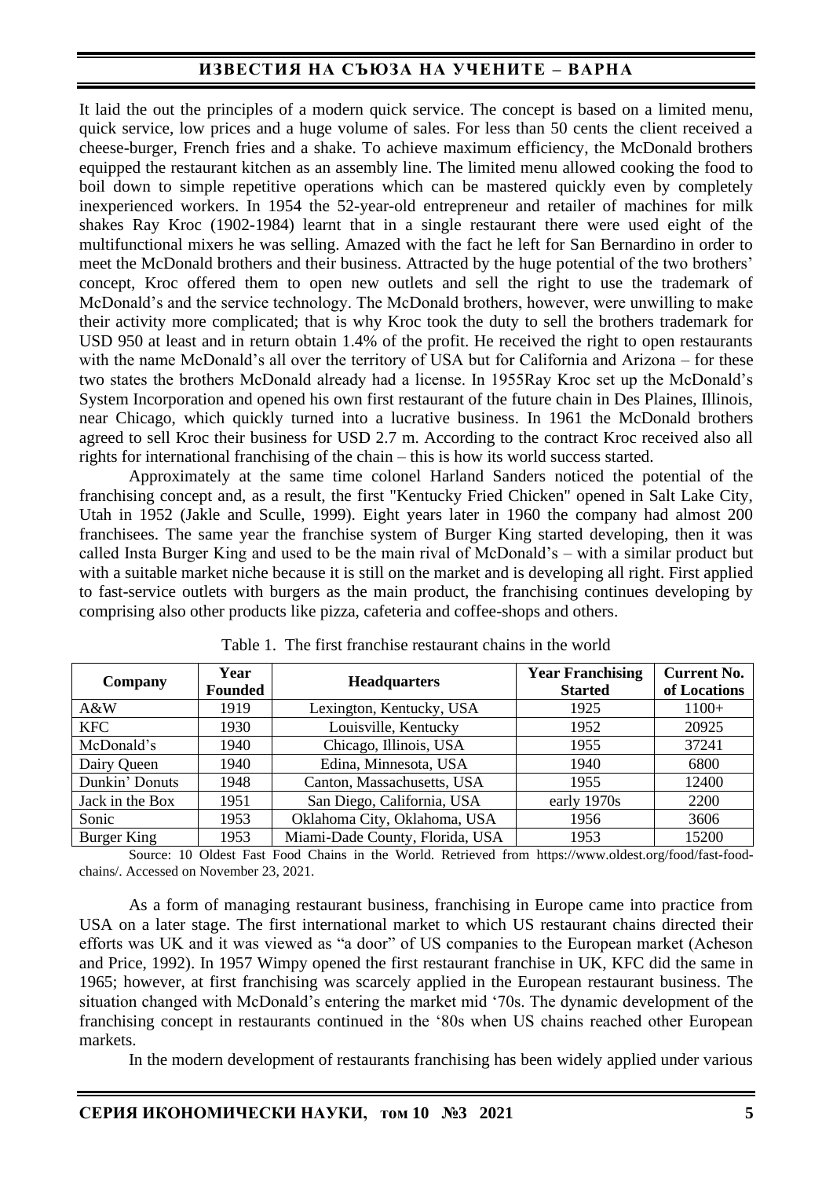It laid the out the principles of a modern quick service. The concept is based on a limited menu, quick service, low prices and a huge volume of sales. For less than 50 cents the client received a cheese-burger, French fries and a shake. To achieve maximum efficiency, the McDonald brothers equipped the restaurant kitchen as an assembly line. The limited menu allowed cooking the food to boil down to simple repetitive operations which can be mastered quickly even by completely inexperienced workers. In 1954 the 52-year-old entrepreneur and retailer of machines for milk shakes Ray Kroc (1902-1984) learnt that in a single restaurant there were used eight of the multifunctional mixers he was selling. Amazed with the fact he left for San Bernardino in order to meet the McDonald brothers and their business. Attracted by the huge potential of the two brothers' concept, Kroc offered them to open new outlets and sell the right to use the trademark of McDonald's and the service technology. The McDonald brothers, however, were unwilling to make their activity more complicated; that is why Kroc took the duty to sell the brothers trademark for USD 950 at least and in return obtain 1.4% of the profit. He received the right to open restaurants with the name McDonald's all over the territory of USA but for California and Arizona – for these two states the brothers McDonald already had a license. In 1955Ray Kroc set up the McDonald's System Incorporation and opened his own first restaurant of the future chain in Des Plaines, Illinois, near Chicago, which quickly turned into a lucrative business. In 1961 the McDonald brothers agreed to sell Kroc their business for USD 2.7 m. According to the contract Kroc received also all rights for international franchising of the chain – this is how its world success started.

Approximately at the same time colonel Harland Sanders noticed the potential of the franchising concept and, as a result, the first "Kentucky Fried Chicken" opened in Salt Lake City, Utah in 1952 (Jakle and Sculle, 1999). Eight years later in 1960 the company had almost 200 franchisees. The same year the franchise system of Burger King started developing, then it was called Insta Burger King and used to be the main rival of McDonald's – with a similar product but with a suitable market niche because it is still on the market and is developing all right. First applied to fast-service outlets with burgers as the main product, the franchising continues developing by comprising also other products like pizza, cafeteria and coffee-shops and others.

Table 1. The first franchise restaurant chains in the world

| Company | Year Founded | Headquarters | Year Franchising Started | Current No. of Locations |
|---|---|---|---|---|
| A&W | 1919 | Lexington, Kentucky, USA | 1925 | 1100+ |
| KFC | 1930 | Louisville, Kentucky | 1952 | 20925 |
| McDonald's | 1940 | Chicago, Illinois, USA | 1955 | 37241 |
| Dairy Queen | 1940 | Edina, Minnesota, USA | 1940 | 6800 |
| Dunkin' Donuts | 1948 | Canton, Massachusetts, USA | 1955 | 12400 |
| Jack in the Box | 1951 | San Diego, California, USA | early 1970s | 2200 |
| Sonic | 1953 | Oklahoma City, Oklahoma, USA | 1956 | 3606 |
| Burger King | 1953 | Miami-Dade County, Florida, USA | 1953 | 15200 |

Source: 10 Oldest Fast Food Chains in the World. Retrieved from https://www.oldest.org/food/fast-food-chains/. Accessed on November 23, 2021.

As a form of managing restaurant business, franchising in Europe came into practice from USA on a later stage. The first international market to which US restaurant chains directed their efforts was UK and it was viewed as "a door" of US companies to the European market (Acheson and Price, 1992). In 1957 Wimpy opened the first restaurant franchise in UK, KFC did the same in 1965; however, at first franchising was scarcely applied in the European restaurant business. The situation changed with McDonald's entering the market mid '70s. The dynamic development of the franchising concept in restaurants continued in the '80s when US chains reached other European markets.

In the modern development of restaurants franchising has been widely applied under various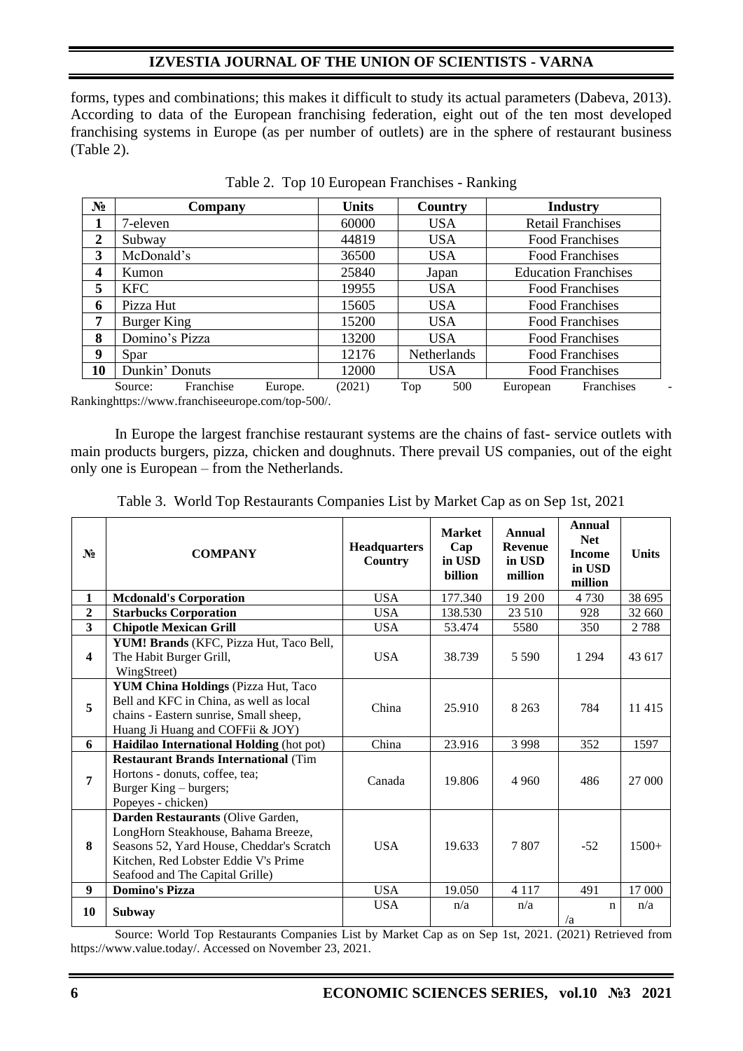forms, types and combinations; this makes it difficult to study its actual parameters (Dabeva, 2013). According to data of the European franchising federation, eight out of the ten most developed franchising systems in Europe (as per number of outlets) are in the sphere of restaurant business (Table 2).

Table 2. Top 10 European Franchises - Ranking

| № | Company | Units | Country | Industry |
|---|---|---|---|---|
| 1 | 7-eleven | 60000 | USA | Retail Franchises |
| 2 | Subway | 44819 | USA | Food Franchises |
| 3 | McDonald's | 36500 | USA | Food Franchises |
| 4 | Kumon | 25840 | Japan | Education Franchises |
| 5 | KFC | 19955 | USA | Food Franchises |
| 6 | Pizza Hut | 15605 | USA | Food Franchises |
| 7 | Burger King | 15200 | USA | Food Franchises |
| 8 | Domino's Pizza | 13200 | USA | Food Franchises |
| 9 | Spar | 12176 | Netherlands | Food Franchises |
| 10 | Dunkin' Donuts | 12000 | USA | Food Franchises |

Source: Franchise Europe. (2021) Top 500 European Franchises - Rankinghttps://www.franchiseeurope.com/top-500/.

In Europe the largest franchise restaurant systems are the chains of fast- service outlets with main products burgers, pizza, chicken and doughnuts. There prevail US companies, out of the eight only one is European – from the Netherlands.

Table 3. World Top Restaurants Companies List by Market Cap as on Sep 1st, 2021

| № | COMPANY | Headquarters Country | Market Cap in USD billion | Annual Revenue in USD million | Annual Net Income in USD million | Units |
|---|---|---|---|---|---|---|
| 1 | **Mcdonald's Corporation** | USA | 177.340 | 19 200 | 4 730 | 38 695 |
| 2 | **Starbucks Corporation** | USA | 138.530 | 23 510 | 928 | 32 660 |
| 3 | **Chipotle Mexican Grill** | USA | 53.474 | 5580 | 350 | 2 788 |
| 4 | **YUM! Brands** (KFC, Pizza Hut, Taco Bell, The Habit Burger Grill, WingStreet) | USA | 38.739 | 5 590 | 1 294 | 43 617 |
| 5 | **YUM China Holdings** (Pizza Hut, Taco Bell and KFC in China, as well as local chains - Eastern sunrise, Small sheep, Huang Ji Huang and COFFii & JOY) | China | 25.910 | 8 263 | 784 | 11 415 |
| 6 | **Haidilao International Holding** (hot pot) | China | 23.916 | 3 998 | 352 | 1597 |
| 7 | **Restaurant Brands International** (Tim Hortons - donuts, coffee, tea; Burger King – burgers; Popeyes - chicken) | Canada | 19.806 | 4 960 | 486 | 27 000 |
| 8 | **Darden Restaurants** (Olive Garden, LongHorn Steakhouse, Bahama Breeze, Seasons 52, Yard House, Cheddar's Scratch Kitchen, Red Lobster Eddie V's Prime Seafood and The Capital Grille) | USA | 19.633 | 7 807 | -52 | 1500+ |
| 9 | **Domino's Pizza** | USA | 19.050 | 4 117 | 491 | 17 000 |
| 10 | **Subway** | USA | n/a | n/a | n/a | n/a |

Source: World Top Restaurants Companies List by Market Cap as on Sep 1st, 2021. (2021) Retrieved from https://www.value.today/. Accessed on November 23, 2021.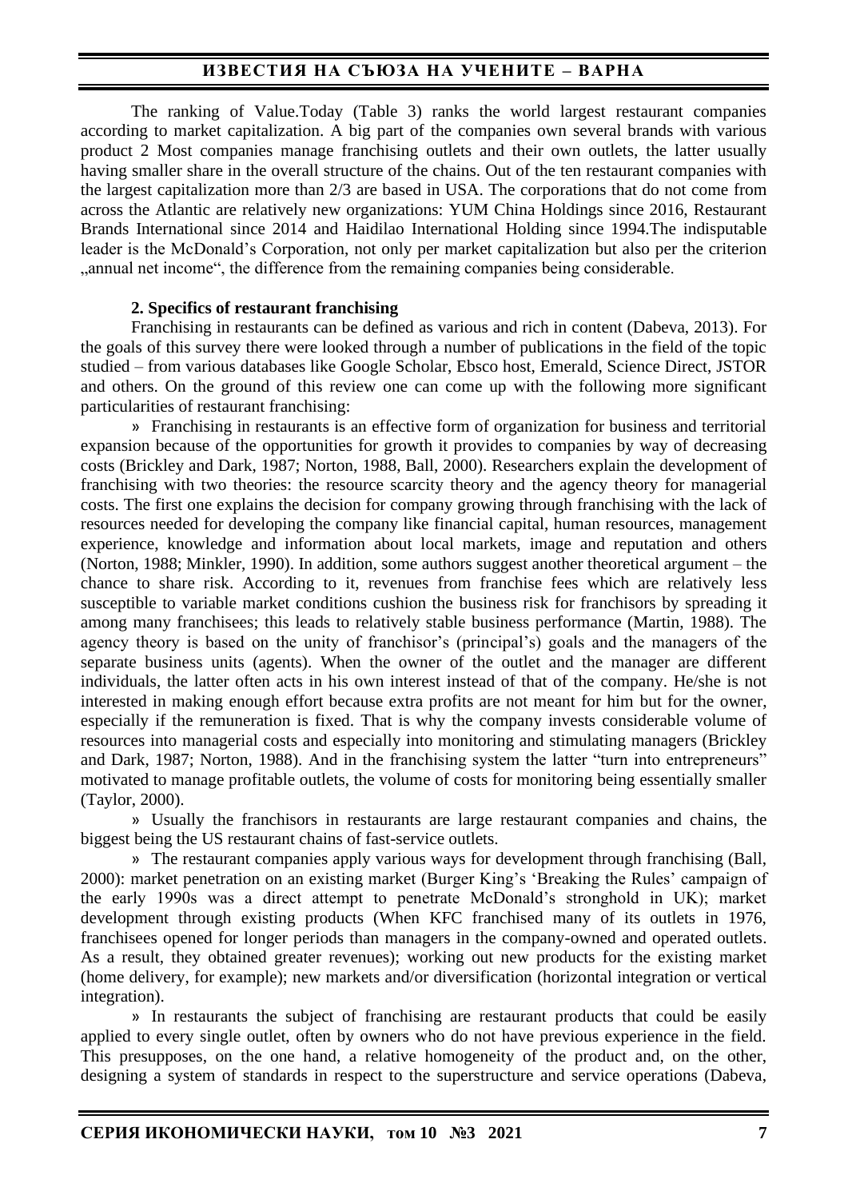The ranking of Value.Today (Table 3) ranks the world largest restaurant companies according to market capitalization. A big part of the companies own several brands with various product 2 Most companies manage franchising outlets and their own outlets, the latter usually having smaller share in the overall structure of the chains. Out of the ten restaurant companies with the largest capitalization more than 2/3 are based in USA. The corporations that do not come from across the Atlantic are relatively new organizations: YUM China Holdings since 2016, Restaurant Brands International since 2014 and Haidilao International Holding since 1994.The indisputable leader is the McDonald's Corporation, not only per market capitalization but also per the criterion „annual net income", the difference from the remaining companies being considerable.

## 2. Specifics of restaurant franchising

Franchising in restaurants can be defined as various and rich in content (Dabeva, 2013). For the goals of this survey there were looked through a number of publications in the field of the topic studied – from various databases like Google Scholar, Ebsco host, Emerald, Science Direct, JSTOR and others. On the ground of this review one can come up with the following more significant particularities of restaurant franchising:

» Franchising in restaurants is an effective form of organization for business and territorial expansion because of the opportunities for growth it provides to companies by way of decreasing costs (Brickley and Dark, 1987; Norton, 1988, Ball, 2000). Researchers explain the development of franchising with two theories: the resource scarcity theory and the agency theory for managerial costs. The first one explains the decision for company growing through franchising with the lack of resources needed for developing the company like financial capital, human resources, management experience, knowledge and information about local markets, image and reputation and others (Norton, 1988; Minkler, 1990). In addition, some authors suggest another theoretical argument – the chance to share risk. According to it, revenues from franchise fees which are relatively less susceptible to variable market conditions cushion the business risk for franchisors by spreading it among many franchisees; this leads to relatively stable business performance (Martin, 1988). The agency theory is based on the unity of franchisor's (principal's) goals and the managers of the separate business units (agents). When the owner of the outlet and the manager are different individuals, the latter often acts in his own interest instead of that of the company. He/she is not interested in making enough effort because extra profits are not meant for him but for the owner, especially if the remuneration is fixed. That is why the company invests considerable volume of resources into managerial costs and especially into monitoring and stimulating managers (Brickley and Dark, 1987; Norton, 1988). And in the franchising system the latter "turn into entrepreneurs" motivated to manage profitable outlets, the volume of costs for monitoring being essentially smaller (Taylor, 2000).

» Usually the franchisors in restaurants are large restaurant companies and chains, the biggest being the US restaurant chains of fast-service outlets.

» The restaurant companies apply various ways for development through franchising (Ball, 2000): market penetration on an existing market (Burger King's 'Breaking the Rules' campaign of the early 1990s was a direct attempt to penetrate McDonald's stronghold in UK); market development through existing products (When KFC franchised many of its outlets in 1976, franchisees opened for longer periods than managers in the company-owned and operated outlets. As a result, they obtained greater revenues); working out new products for the existing market (home delivery, for example); new markets and/or diversification (horizontal integration or vertical integration).

» In restaurants the subject of franchising are restaurant products that could be easily applied to every single outlet, often by owners who do not have previous experience in the field. This presupposes, on the one hand, a relative homogeneity of the product and, on the other, designing a system of standards in respect to the superstructure and service operations (Dabeva,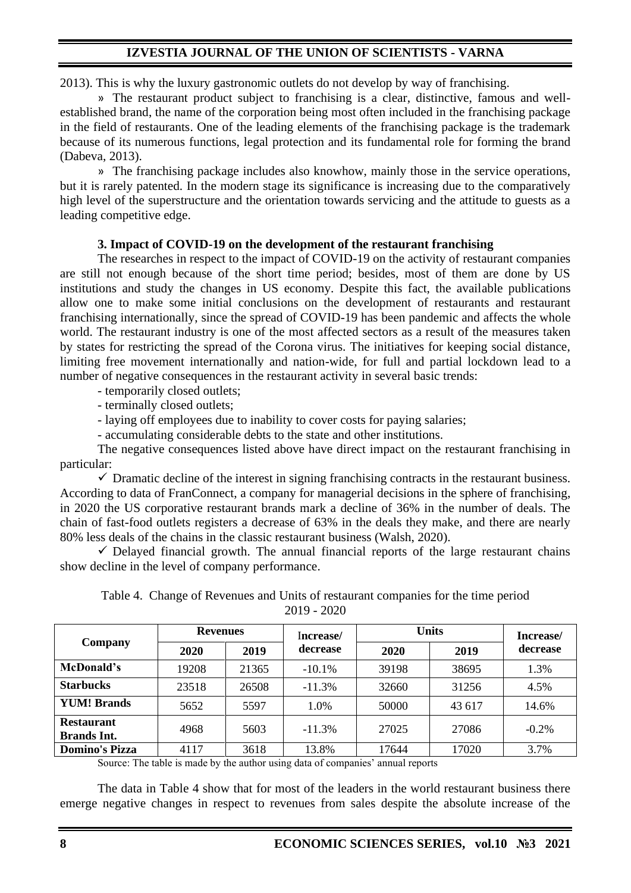2013). This is why the luxury gastronomic outlets do not develop by way of franchising.

» The restaurant product subject to franchising is a clear, distinctive, famous and well-established brand, the name of the corporation being most often included in the franchising package in the field of restaurants. One of the leading elements of the franchising package is the trademark because of its numerous functions, legal protection and its fundamental role for forming the brand (Dabeva, 2013).

» The franchising package includes also knowhow, mainly those in the service operations, but it is rarely patented. In the modern stage its significance is increasing due to the comparatively high level of the superstructure and the orientation towards servicing and the attitude to guests as a leading competitive edge.

### 3. Impact of COVID-19 on the development of the restaurant franchising

The researches in respect to the impact of COVID-19 on the activity of restaurant companies are still not enough because of the short time period; besides, most of them are done by US institutions and study the changes in US economy. Despite this fact, the available publications allow one to make some initial conclusions on the development of restaurants and restaurant franchising internationally, since the spread of COVID-19 has been pandemic and affects the whole world. The restaurant industry is one of the most affected sectors as a result of the measures taken by states for restricting the spread of the Corona virus. The initiatives for keeping social distance, limiting free movement internationally and nation-wide, for full and partial lockdown lead to a number of negative consequences in the restaurant activity in several basic trends:

- temporarily closed outlets;
- terminally closed outlets;
- laying off employees due to inability to cover costs for paying salaries;
- accumulating considerable debts to the state and other institutions.

The negative consequences listed above have direct impact on the restaurant franchising in particular:

✓ Dramatic decline of the interest in signing franchising contracts in the restaurant business. According to data of FranConnect, a company for managerial decisions in the sphere of franchising, in 2020 the US corporative restaurant brands mark a decline of 36% in the number of deals. The chain of fast-food outlets registers a decrease of 63% in the deals they make, and there are nearly 80% less deals of the chains in the classic restaurant business (Walsh, 2020).

✓ Delayed financial growth. The annual financial reports of the large restaurant chains show decline in the level of company performance.

Table 4. Change of Revenues and Units of restaurant companies for the time period 2019 - 2020

| Company | Revenues | | Increase/ decrease | Units | | Increase/ decrease |
|---|---|---|---|---|---|---|
| | 2020 | 2019 | | 2020 | 2019 | |
| **McDonald's** | 19208 | 21365 | -10.1% | 39198 | 38695 | 1.3% |
| **Starbucks** | 23518 | 26508 | -11.3% | 32660 | 31256 | 4.5% |
| **YUM! Brands** | 5652 | 5597 | 1.0% | 50000 | 43 617 | 14.6% |
| **Restaurant Brands Int.** | 4968 | 5603 | -11.3% | 27025 | 27086 | -0.2% |
| **Domino's Pizza** | 4117 | 3618 | 13.8% | 17644 | 17020 | 3.7% |

Source: The table is made by the author using data of companies' annual reports

The data in Table 4 show that for most of the leaders in the world restaurant business there emerge negative changes in respect to revenues from sales despite the absolute increase of the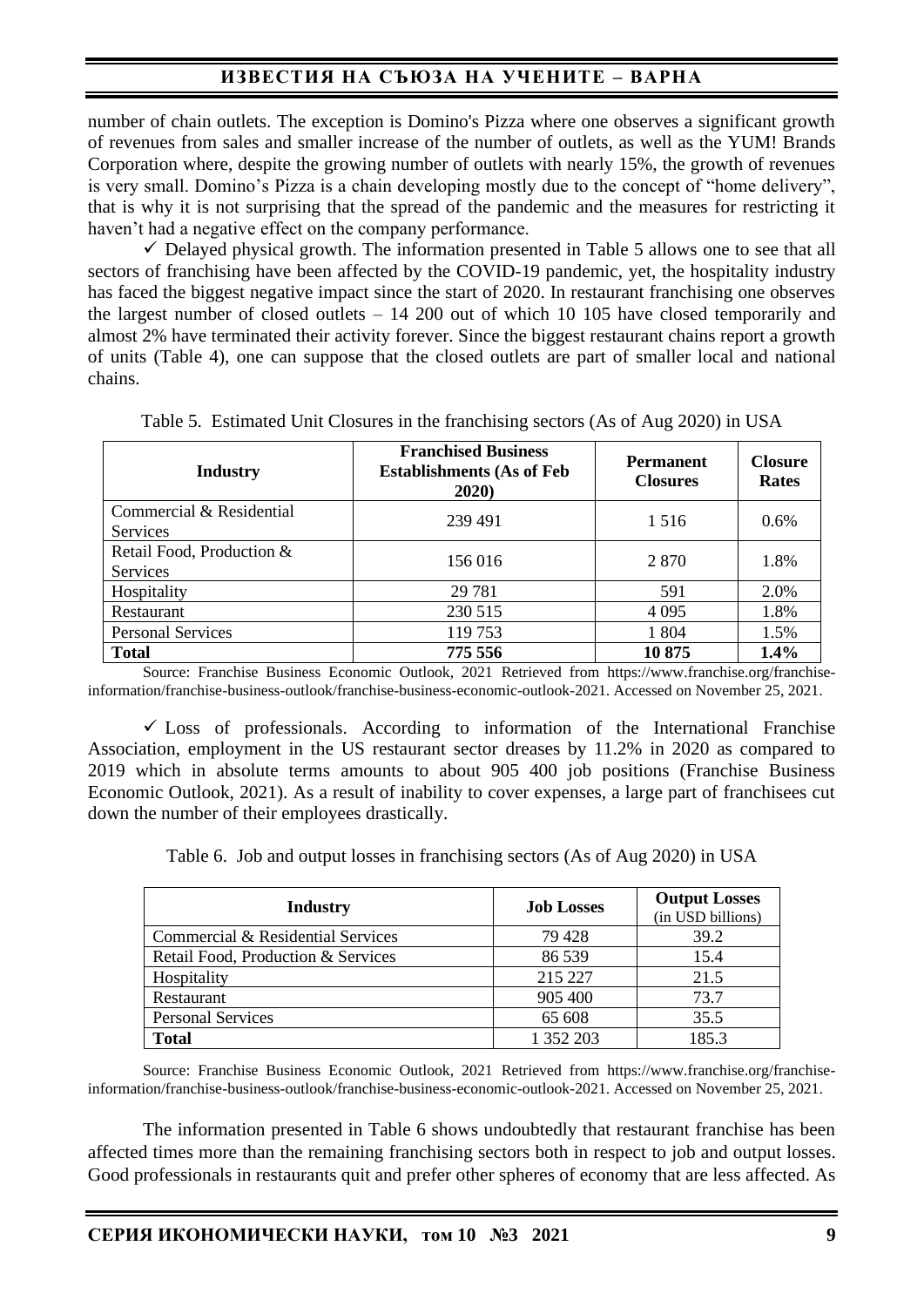number of chain outlets. The exception is Domino's Pizza where one observes a significant growth of revenues from sales and smaller increase of the number of outlets, as well as the YUM! Brands Corporation where, despite the growing number of outlets with nearly 15%, the growth of revenues is very small. Domino's Pizza is a chain developing mostly due to the concept of "home delivery", that is why it is not surprising that the spread of the pandemic and the measures for restricting it haven't had a negative effect on the company performance.

✓ Delayed physical growth. The information presented in Table 5 allows one to see that all sectors of franchising have been affected by the COVID-19 pandemic, yet, the hospitality industry has faced the biggest negative impact since the start of 2020. In restaurant franchising one observes the largest number of closed outlets – 14 200 out of which 10 105 have closed temporarily and almost 2% have terminated their activity forever. Since the biggest restaurant chains report a growth of units (Table 4), one can suppose that the closed outlets are part of smaller local and national chains.

Table 5. Estimated Unit Closures in the franchising sectors (As of Aug 2020) in USA

| Industry | Franchised Business Establishments (As of Feb 2020) | Permanent Closures | Closure Rates |
|---|---|---|---|
| Commercial & Residential Services | 239 491 | 1 516 | 0.6% |
| Retail Food, Production & Services | 156 016 | 2 870 | 1.8% |
| Hospitality | 29 781 | 591 | 2.0% |
| Restaurant | 230 515 | 4 095 | 1.8% |
| Personal Services | 119 753 | 1 804 | 1.5% |
| **Total** | **775 556** | **10 875** | **1.4%** |

Source: Franchise Business Economic Outlook, 2021 Retrieved from https://www.franchise.org/franchise-information/franchise-business-outlook/franchise-business-economic-outlook-2021. Accessed on November 25, 2021.

✓ Loss of professionals. According to information of the International Franchise Association, employment in the US restaurant sector dreases by 11.2% in 2020 as compared to 2019 which in absolute terms amounts to about 905 400 job positions (Franchise Business Economic Outlook, 2021). As a result of inability to cover expenses, a large part of franchisees cut down the number of their employees drastically.

Table 6. Job and output losses in franchising sectors (As of Aug 2020) in USA

| Industry | Job Losses | Output Losses (in USD billions) |
|---|---|---|
| Commercial & Residential Services | 79 428 | 39.2 |
| Retail Food, Production & Services | 86 539 | 15.4 |
| Hospitality | 215 227 | 21.5 |
| Restaurant | 905 400 | 73.7 |
| Personal Services | 65 608 | 35.5 |
| **Total** | 1 352 203 | 185.3 |

Source: Franchise Business Economic Outlook, 2021 Retrieved from https://www.franchise.org/franchise-information/franchise-business-outlook/franchise-business-economic-outlook-2021. Accessed on November 25, 2021.

The information presented in Table 6 shows undoubtedly that restaurant franchise has been affected times more than the remaining franchising sectors both in respect to job and output losses. Good professionals in restaurants quit and prefer other spheres of economy that are less affected. As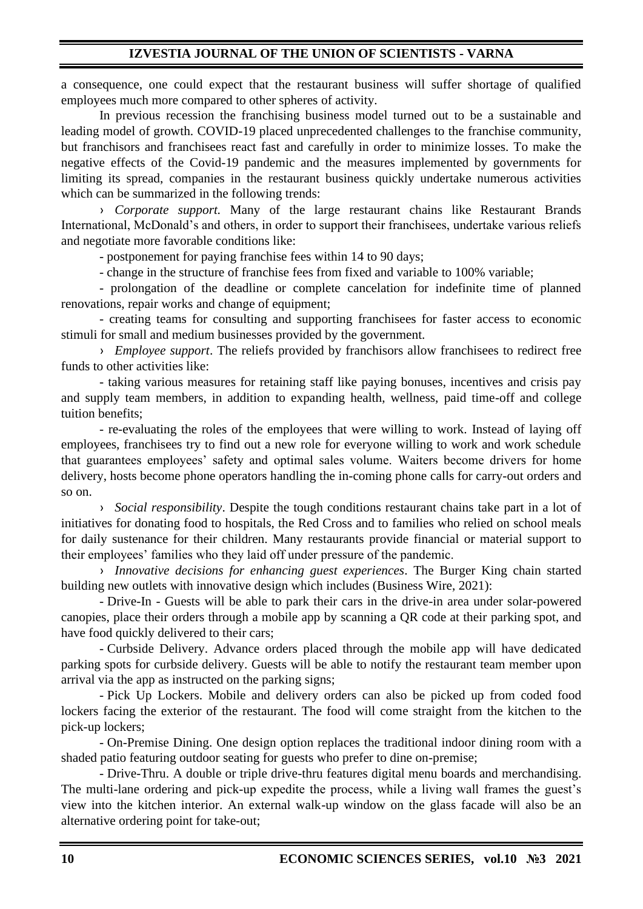a consequence, one could expect that the restaurant business will suffer shortage of qualified employees much more compared to other spheres of activity.

In previous recession the franchising business model turned out to be a sustainable and leading model of growth. COVID-19 placed unprecedented challenges to the franchise community, but franchisors and franchisees react fast and carefully in order to minimize losses. To make the negative effects of the Covid-19 pandemic and the measures implemented by governments for limiting its spread, companies in the restaurant business quickly undertake numerous activities which can be summarized in the following trends:

› *Corporate support.* Many of the large restaurant chains like Restaurant Brands International, McDonald's and others, in order to support their franchisees, undertake various reliefs and negotiate more favorable conditions like:

- postponement for paying franchise fees within 14 to 90 days;
- change in the structure of franchise fees from fixed and variable to 100% variable;
- prolongation of the deadline or complete cancelation for indefinite time of planned renovations, repair works and change of equipment;
- creating teams for consulting and supporting franchisees for faster access to economic stimuli for small and medium businesses provided by the government.

› *Employee support*. The reliefs provided by franchisors allow franchisees to redirect free funds to other activities like:

- taking various measures for retaining staff like paying bonuses, incentives and crisis pay and supply team members, in addition to expanding health, wellness, paid time-off and college tuition benefits;
- re-evaluating the roles of the employees that were willing to work. Instead of laying off employees, franchisees try to find out a new role for everyone willing to work and work schedule that guarantees employees' safety and optimal sales volume. Waiters become drivers for home delivery, hosts become phone operators handling the in-coming phone calls for carry-out orders and so on.

› *Social responsibility*. Despite the tough conditions restaurant chains take part in a lot of initiatives for donating food to hospitals, the Red Cross and to families who relied on school meals for daily sustenance for their children. Many restaurants provide financial or material support to their employees' families who they laid off under pressure of the pandemic.

› *Innovative decisions for enhancing guest experiences*. The Burger King chain started building new outlets with innovative design which includes (Business Wire, 2021):

- Drive-In - Guests will be able to park their cars in the drive-in area under solar-powered canopies, place their orders through a mobile app by scanning a QR code at their parking spot, and have food quickly delivered to their cars;
- Curbside Delivery. Advance orders placed through the mobile app will have dedicated parking spots for curbside delivery. Guests will be able to notify the restaurant team member upon arrival via the app as instructed on the parking signs;
- Pick Up Lockers. Mobile and delivery orders can also be picked up from coded food lockers facing the exterior of the restaurant. The food will come straight from the kitchen to the pick-up lockers;
- On-Premise Dining. One design option replaces the traditional indoor dining room with a shaded patio featuring outdoor seating for guests who prefer to dine on-premise;
- Drive-Thru. A double or triple drive-thru features digital menu boards and merchandising. The multi-lane ordering and pick-up expedite the process, while a living wall frames the guest's view into the kitchen interior. An external walk-up window on the glass facade will also be an alternative ordering point for take-out;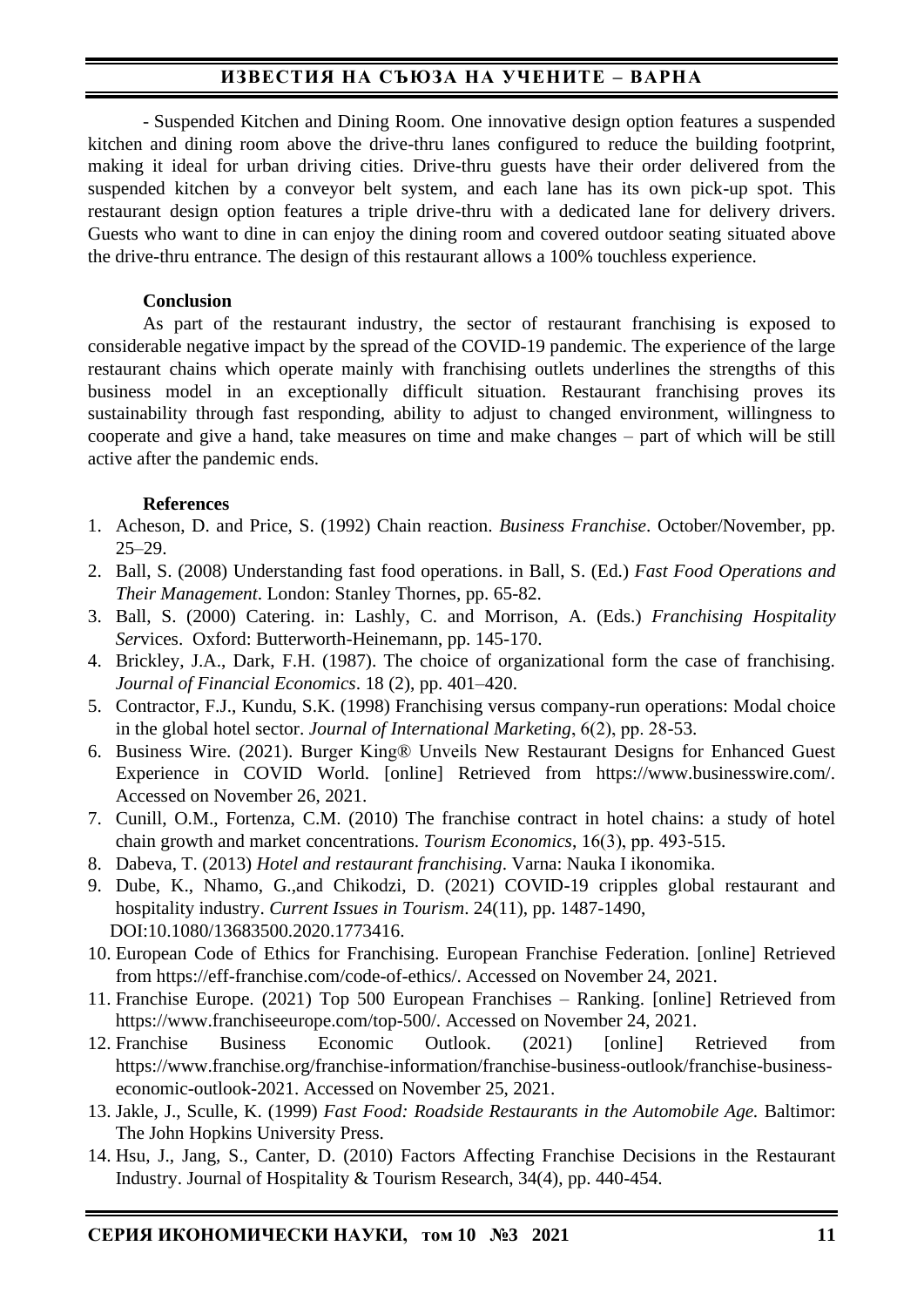- Suspended Kitchen and Dining Room. One innovative design option features a suspended kitchen and dining room above the drive-thru lanes configured to reduce the building footprint, making it ideal for urban driving cities. Drive-thru guests have their order delivered from the suspended kitchen by a conveyor belt system, and each lane has its own pick-up spot. This restaurant design option features a triple drive-thru with a dedicated lane for delivery drivers. Guests who want to dine in can enjoy the dining room and covered outdoor seating situated above the drive-thru entrance. The design of this restaurant allows a 100% touchless experience.

**Conclusion**

As part of the restaurant industry, the sector of restaurant franchising is exposed to considerable negative impact by the spread of the COVID-19 pandemic. The experience of the large restaurant chains which operate mainly with franchising outlets underlines the strengths of this business model in an exceptionally difficult situation. Restaurant franchising proves its sustainability through fast responding, ability to adjust to changed environment, willingness to cooperate and give a hand, take measures on time and make changes – part of which will be still active after the pandemic ends.

**References**

1. Acheson, D. and Price, S. (1992) Chain reaction. *Business Franchise*. October/November, pp. 25–29.
2. Ball, S. (2008) Understanding fast food operations. in Ball, S. (Ed.) *Fast Food Operations and Their Management*. London: Stanley Thornes, pp. 65-82.
3. Ball, S. (2000) Catering. in: Lashly, C. and Morrison, A. (Eds.) *Franchising Hospitality Services*. Oxford: Butterworth-Heinemann, pp. 145-170.
4. Brickley, J.A., Dark, F.H. (1987). The choice of organizational form the case of franchising. *Journal of Financial Economics*. 18 (2), pp. 401–420.
5. Contractor, F.J., Kundu, S.K. (1998) Franchising versus company-run operations: Modal choice in the global hotel sector. *Journal of International Marketing*, 6(2), pp. 28-53.
6. Business Wire. (2021). Burger King® Unveils New Restaurant Designs for Enhanced Guest Experience in COVID World. [online] Retrieved from https://www.businesswire.com/. Accessed on November 26, 2021.
7. Cunill, O.M., Fortenza, C.M. (2010) The franchise contract in hotel chains: a study of hotel chain growth and market concentrations. *Tourism Economics*, 16(3), pp. 493-515.
8. Dabeva, T. (2013) *Hotel and restaurant franchising*. Varna: Nauka I ikonomika.
9. Dube, K., Nhamo, G.,and Chikodzi, D. (2021) COVID-19 cripples global restaurant and hospitality industry. *Current Issues in Tourism*. 24(11), pp. 1487-1490, DOI:10.1080/13683500.2020.1773416.
10. European Code of Ethics for Franchising. European Franchise Federation. [online] Retrieved from https://eff-franchise.com/code-of-ethics/. Accessed on November 24, 2021.
11. Franchise Europe. (2021) Top 500 European Franchises – Ranking. [online] Retrieved from https://www.franchiseeurope.com/top-500/. Accessed on November 24, 2021.
12. Franchise Business Economic Outlook. (2021) [online] Retrieved from https://www.franchise.org/franchise-information/franchise-business-outlook/franchise-business-economic-outlook-2021. Accessed on November 25, 2021.
13. Jakle, J., Sculle, K. (1999) *Fast Food: Roadside Restaurants in the Automobile Age.* Baltimor: The John Hopkins University Press.
14. Hsu, J., Jang, S., Canter, D. (2010) Factors Affecting Franchise Decisions in the Restaurant Industry. Journal of Hospitality & Tourism Research, 34(4), pp. 440-454.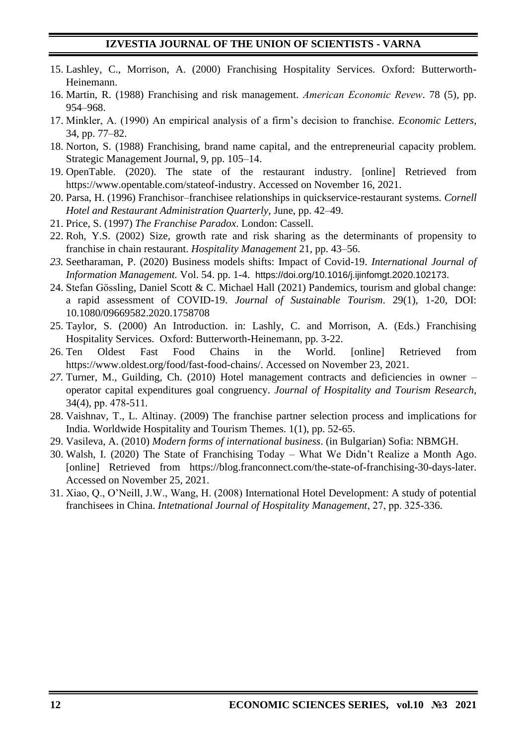15. Lashley, C., Morrison, A. (2000) Franchising Hospitality Services. Oxford: Butterworth-Heinemann.
16. Martin, R. (1988) Franchising and risk management. *American Economic Revew*. 78 (5), pp. 954–968.
17. Minkler, A. (1990) An empirical analysis of a firm's decision to franchise. *Economic Letters*, 34, pp. 77–82.
18. Norton, S. (1988) Franchising, brand name capital, and the entrepreneurial capacity problem. Strategic Management Journal, 9, pp. 105–14.
19. OpenTable. (2020). The state of the restaurant industry. [online] Retrieved from https://www.opentable.com/stateof-industry. Accessed on November 16, 2021.
20. Parsa, H. (1996) Franchisor–franchisee relationships in quickservice-restaurant systems. *Cornell Hotel and Restaurant Administration Quarterly*, June, pp. 42–49.
21. Price, S. (1997) *The Franchise Paradox*. London: Cassell.
22. Roh, Y.S. (2002) Size, growth rate and risk sharing as the determinants of propensity to franchise in chain restaurant. *Hospitality Management* 21, pp. 43–56.
23. Seetharaman, P. (2020) Business models shifts: Impact of Covid-19. *International Journal of Information Management.* Vol. 54. pp. 1-4. https://doi.org/10.1016/j.ijinfomgt.2020.102173.
24. Stefan Gössling, Daniel Scott & C. Michael Hall (2021) Pandemics, tourism and global change: a rapid assessment of COVID-19. *Journal of Sustainable Tourism*. 29(1), 1-20, DOI: 10.1080/09669582.2020.1758708
25. Taylor, S. (2000) An Introduction. in: Lashly, C. and Morrison, A. (Eds.) Franchising Hospitality Services. Oxford: Butterworth-Heinemann, pp. 3-22.
26. Ten Oldest Fast Food Chains in the World. [online] Retrieved from https://www.oldest.org/food/fast-food-chains/. Accessed on November 23, 2021.
27. Turner, M., Guilding, Ch. (2010) Hotel management contracts and deficiencies in owner – operator capital expenditures goal congruency. *Journal of Hospitality and Tourism Research,* 34(4), pp. 478-511.
28. Vaishnav, T., L. Altinay. (2009) The franchise partner selection process and implications for India. Worldwide Hospitality and Tourism Themes. 1(1), pp. 52-65.
29. Vasileva, A. (2010) *Modern forms of international business*. (in Bulgarian) Sofia: NBMGH.
30. Walsh, I. (2020) The State of Franchising Today – What We Didn't Realize a Month Ago. [online] Retrieved from https://blog.franconnect.com/the-state-of-franchising-30-days-later. Accessed on November 25, 2021.
31. Xiao, Q., O'Neill, J.W., Wang, H. (2008) International Hotel Development: A study of potential franchisees in China. *Intetnational Journal of Hospitality Management*, 27, pp. 325-336.